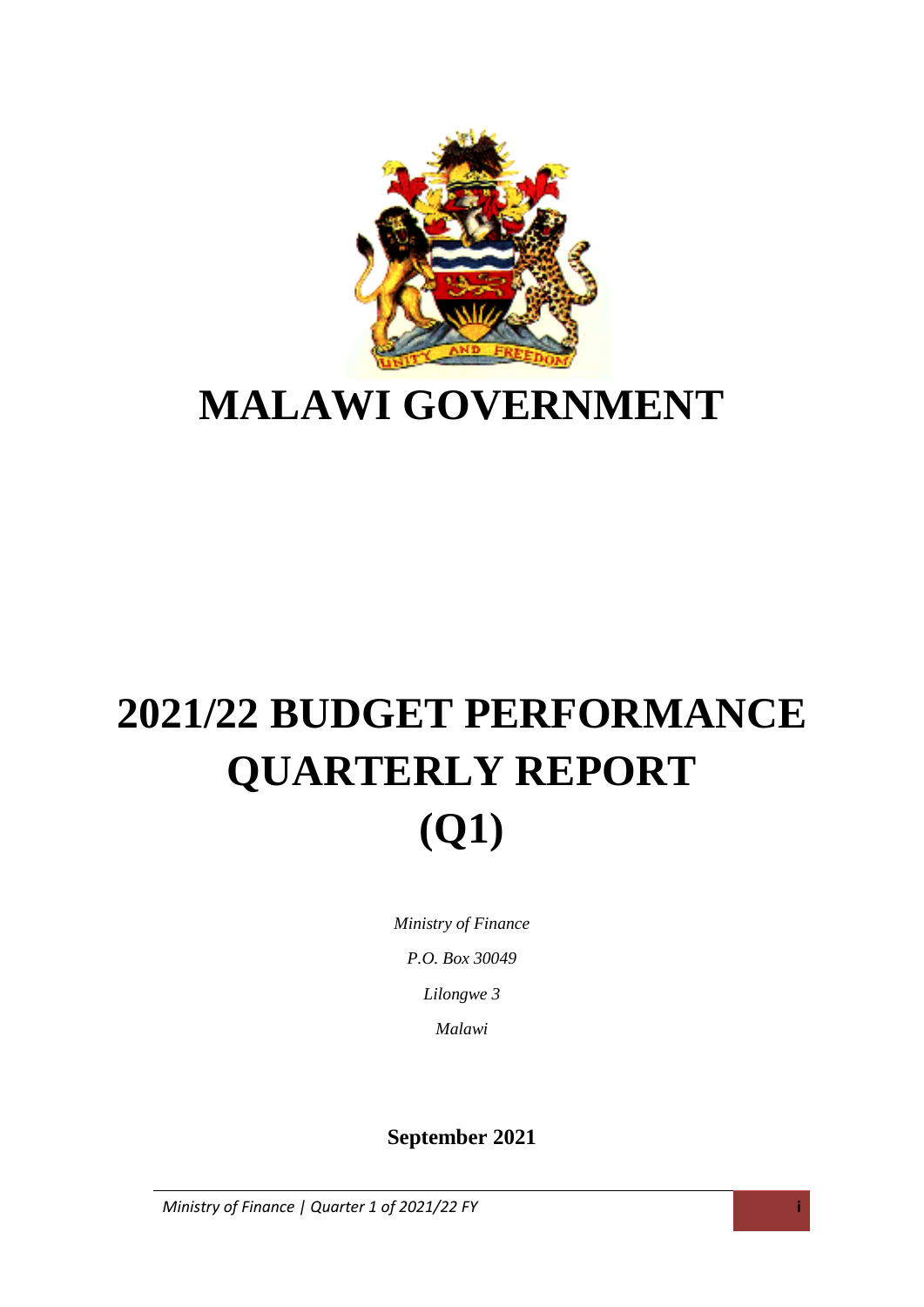# MALAWI GOVERNMENT

# 2021/22 BUDGET PERFORMANCE QUARTERLY REPORT (Q1)

*Ministry of Finance*

*P.O. Box 30049*

*Lilongwe 3*

*Malawi*

**September 2021**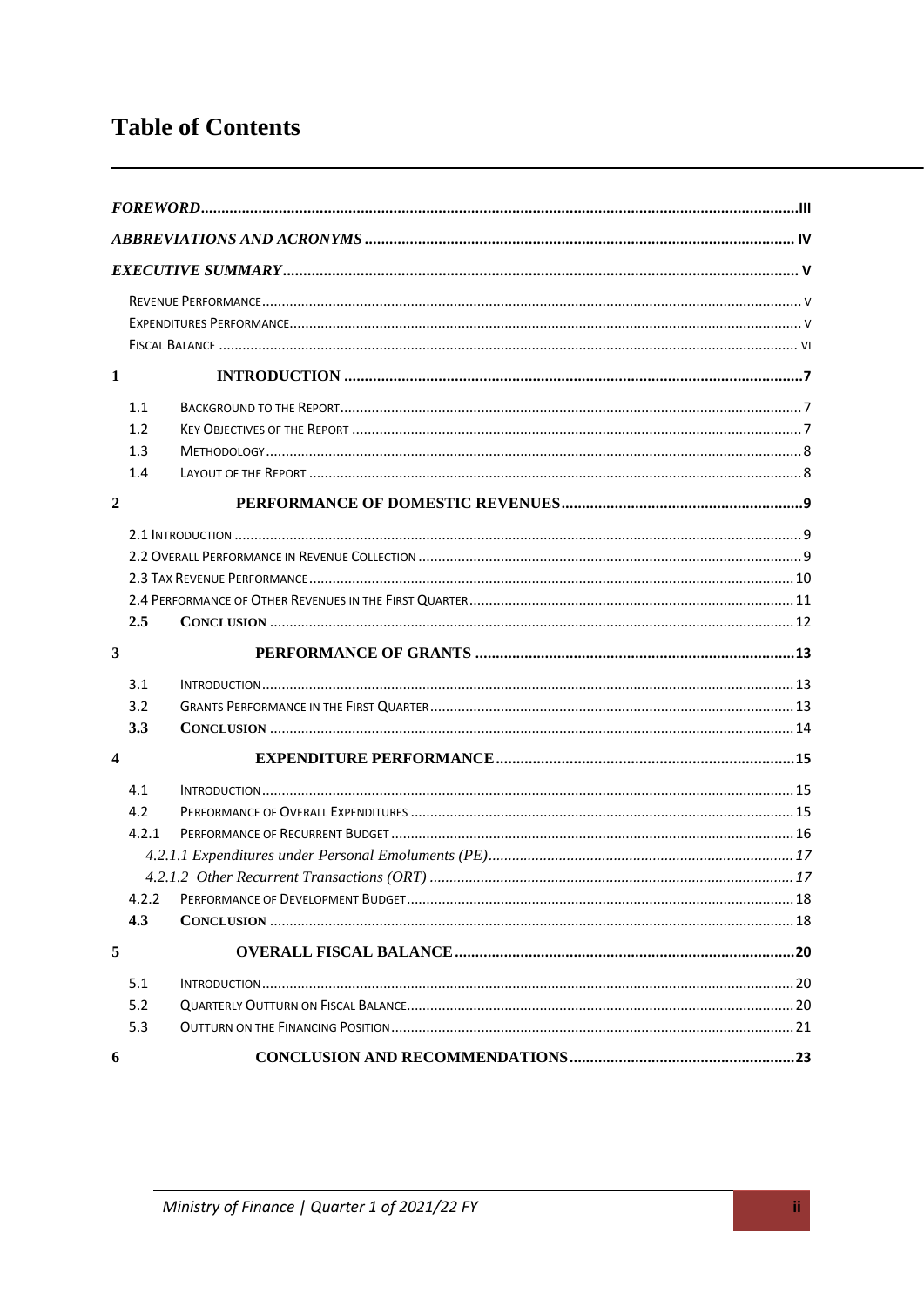# Table of Contents

*FOREWORD* ..... III

*ABBREVIATIONS AND ACRONYMS* ..... IV

*EXECUTIVE SUMMARY* ..... V

- Revenue Performance ..... v
- Expenditures Performance ..... v
- Fiscal Balance ..... vi

**1 INTRODUCTION** ..... 7

- 1.1 Background to the Report ..... 7
- 1.2 Key Objectives of the Report ..... 7
- 1.3 Methodology ..... 8
- 1.4 Layout of the Report ..... 8

**2 PERFORMANCE OF DOMESTIC REVENUES** ..... 9

- 2.1 Introduction ..... 9
- 2.2 Overall Performance in Revenue Collection ..... 9
- 2.3 Tax Revenue Performance ..... 10
- 2.4 Performance of Other Revenues in the First Quarter ..... 11
- **2.5 Conclusion** ..... 12

**3 PERFORMANCE OF GRANTS** ..... 13

- 3.1 Introduction ..... 13
- 3.2 Grants Performance in the First Quarter ..... 13
- **3.3 Conclusion** ..... 14

**4 EXPENDITURE PERFORMANCE** ..... 15

- 4.1 Introduction ..... 15
- 4.2 Performance of Overall Expenditures ..... 15
- 4.2.1 Performance of Recurrent Budget ..... 16
  - *4.2.1.1 Expenditures under Personal Emoluments (PE)* ..... *17*
  - *4.2.1.2 Other Recurrent Transactions (ORT)* ..... *17*
- 4.2.2 Performance of Development Budget ..... 18
- **4.3 Conclusion** ..... 18

**5 OVERALL FISCAL BALANCE** ..... 20

- 5.1 Introduction ..... 20
- 5.2 Quarterly Outturn on Fiscal Balance ..... 20
- 5.3 Outturn on the Financing Position ..... 21

**6 CONCLUSION AND RECOMMENDATIONS** ..... 23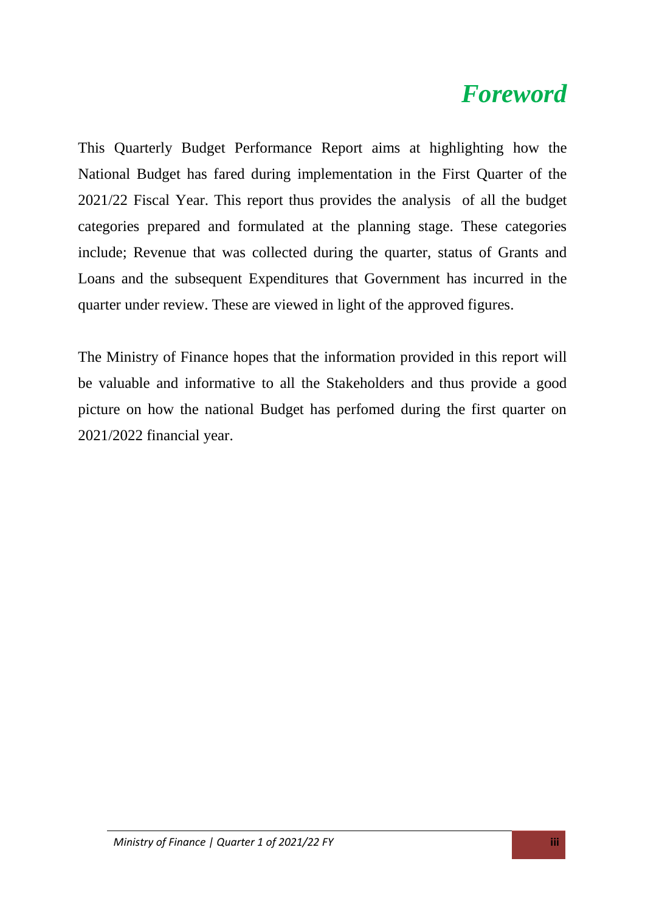# *Foreword*

This Quarterly Budget Performance Report aims at highlighting how the National Budget has fared during implementation in the First Quarter of the 2021/22 Fiscal Year. This report thus provides the analysis of all the budget categories prepared and formulated at the planning stage. These categories include; Revenue that was collected during the quarter, status of Grants and Loans and the subsequent Expenditures that Government has incurred in the quarter under review. These are viewed in light of the approved figures.

The Ministry of Finance hopes that the information provided in this report will be valuable and informative to all the Stakeholders and thus provide a good picture on how the national Budget has perfomed during the first quarter on 2021/2022 financial year.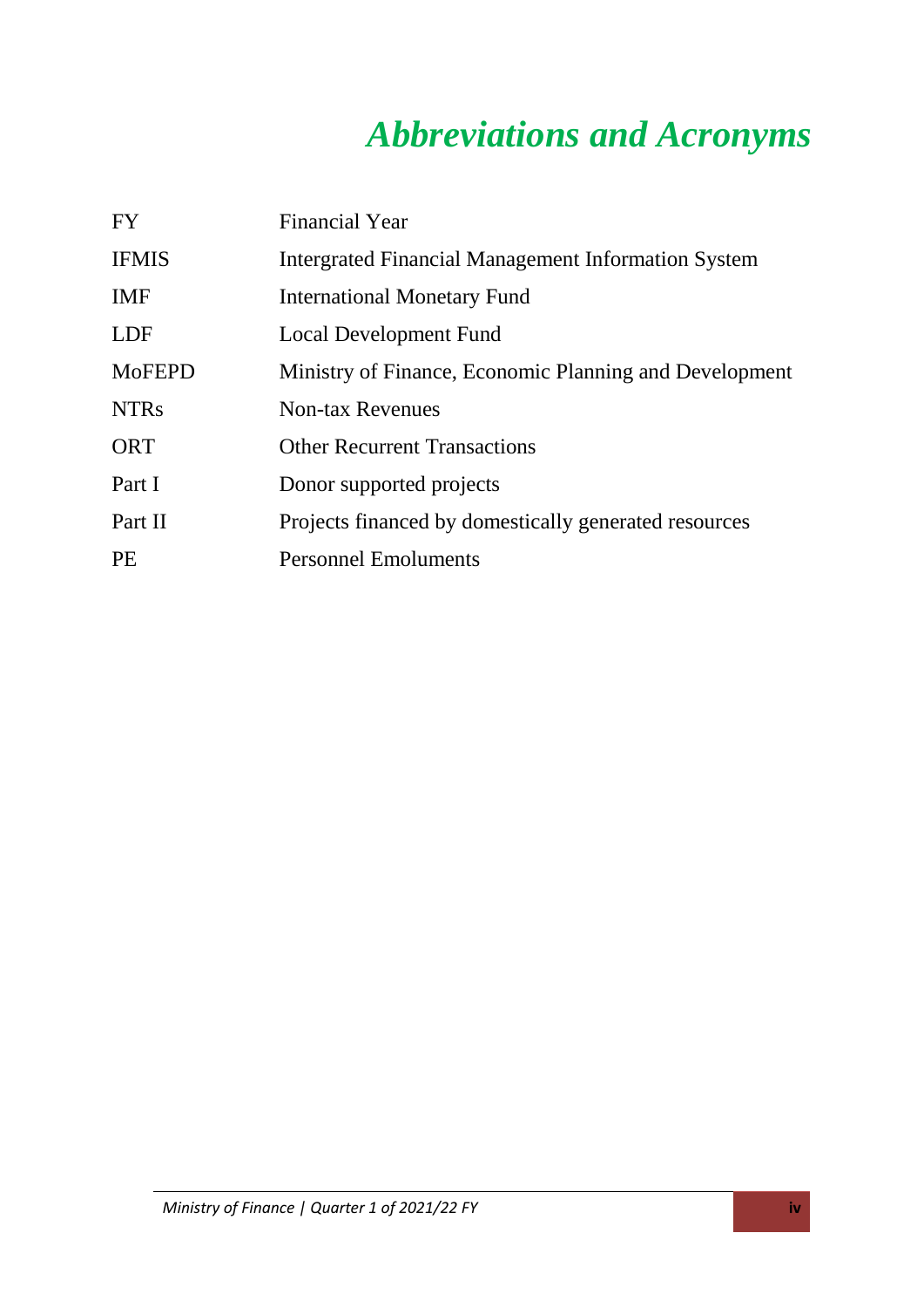# *Abbreviations and Acronyms*

| | |
|---|---|
| FY | Financial Year |
| IFMIS | Intergrated Financial Management Information System |
| IMF | International Monetary Fund |
| LDF | Local Development Fund |
| MoFEPD | Ministry of Finance, Economic Planning and Development |
| NTRs | Non-tax Revenues |
| ORT | Other Recurrent Transactions |
| Part I | Donor supported projects |
| Part II | Projects financed by domestically generated resources |
| PE | Personnel Emoluments |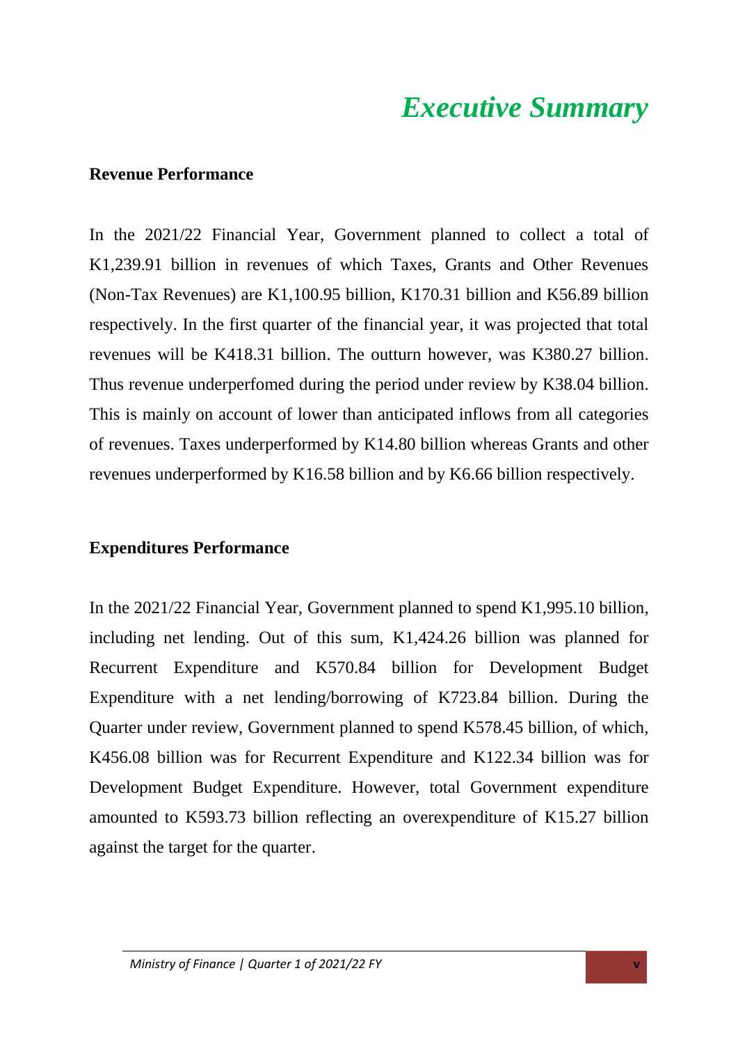# *Executive Summary*

**Revenue Performance**

In the 2021/22 Financial Year, Government planned to collect a total of K1,239.91 billion in revenues of which Taxes, Grants and Other Revenues (Non-Tax Revenues) are K1,100.95 billion, K170.31 billion and K56.89 billion respectively. In the first quarter of the financial year, it was projected that total revenues will be K418.31 billion. The outturn however, was K380.27 billion. Thus revenue underperfomed during the period under review by K38.04 billion. This is mainly on account of lower than anticipated inflows from all categories of revenues. Taxes underperformed by K14.80 billion whereas Grants and other revenues underperformed by K16.58 billion and by K6.66 billion respectively.

**Expenditures Performance**

In the 2021/22 Financial Year, Government planned to spend K1,995.10 billion, including net lending. Out of this sum, K1,424.26 billion was planned for Recurrent Expenditure and K570.84 billion for Development Budget Expenditure with a net lending/borrowing of K723.84 billion. During the Quarter under review, Government planned to spend K578.45 billion, of which, K456.08 billion was for Recurrent Expenditure and K122.34 billion was for Development Budget Expenditure. However, total Government expenditure amounted to K593.73 billion reflecting an overexpenditure of K15.27 billion against the target for the quarter.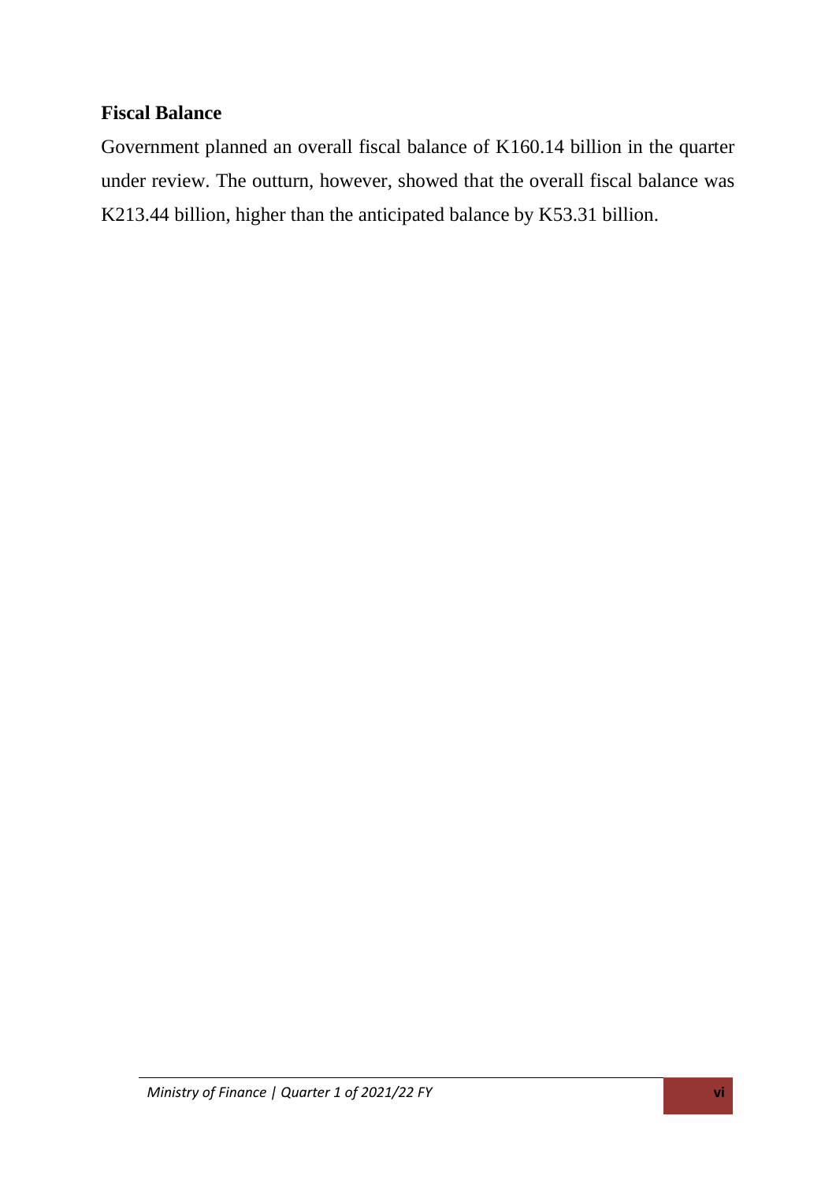### Fiscal Balance

Government planned an overall fiscal balance of K160.14 billion in the quarter under review. The outturn, however, showed that the overall fiscal balance was K213.44 billion, higher than the anticipated balance by K53.31 billion.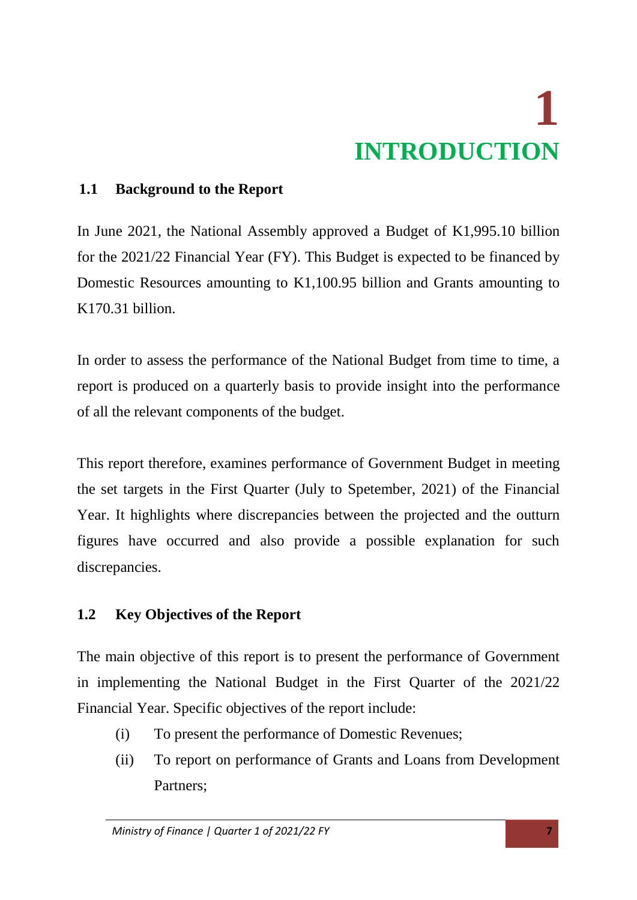# 1 INTRODUCTION

## 1.1 Background to the Report

In June 2021, the National Assembly approved a Budget of K1,995.10 billion for the 2021/22 Financial Year (FY). This Budget is expected to be financed by Domestic Resources amounting to K1,100.95 billion and Grants amounting to K170.31 billion.

In order to assess the performance of the National Budget from time to time, a report is produced on a quarterly basis to provide insight into the performance of all the relevant components of the budget.

This report therefore, examines performance of Government Budget in meeting the set targets in the First Quarter (July to Spetember, 2021) of the Financial Year. It highlights where discrepancies between the projected and the outturn figures have occurred and also provide a possible explanation for such discrepancies.

## 1.2 Key Objectives of the Report

The main objective of this report is to present the performance of Government in implementing the National Budget in the First Quarter of the 2021/22 Financial Year. Specific objectives of the report include:

(i) To present the performance of Domestic Revenues;

(ii) To report on performance of Grants and Loans from Development Partners;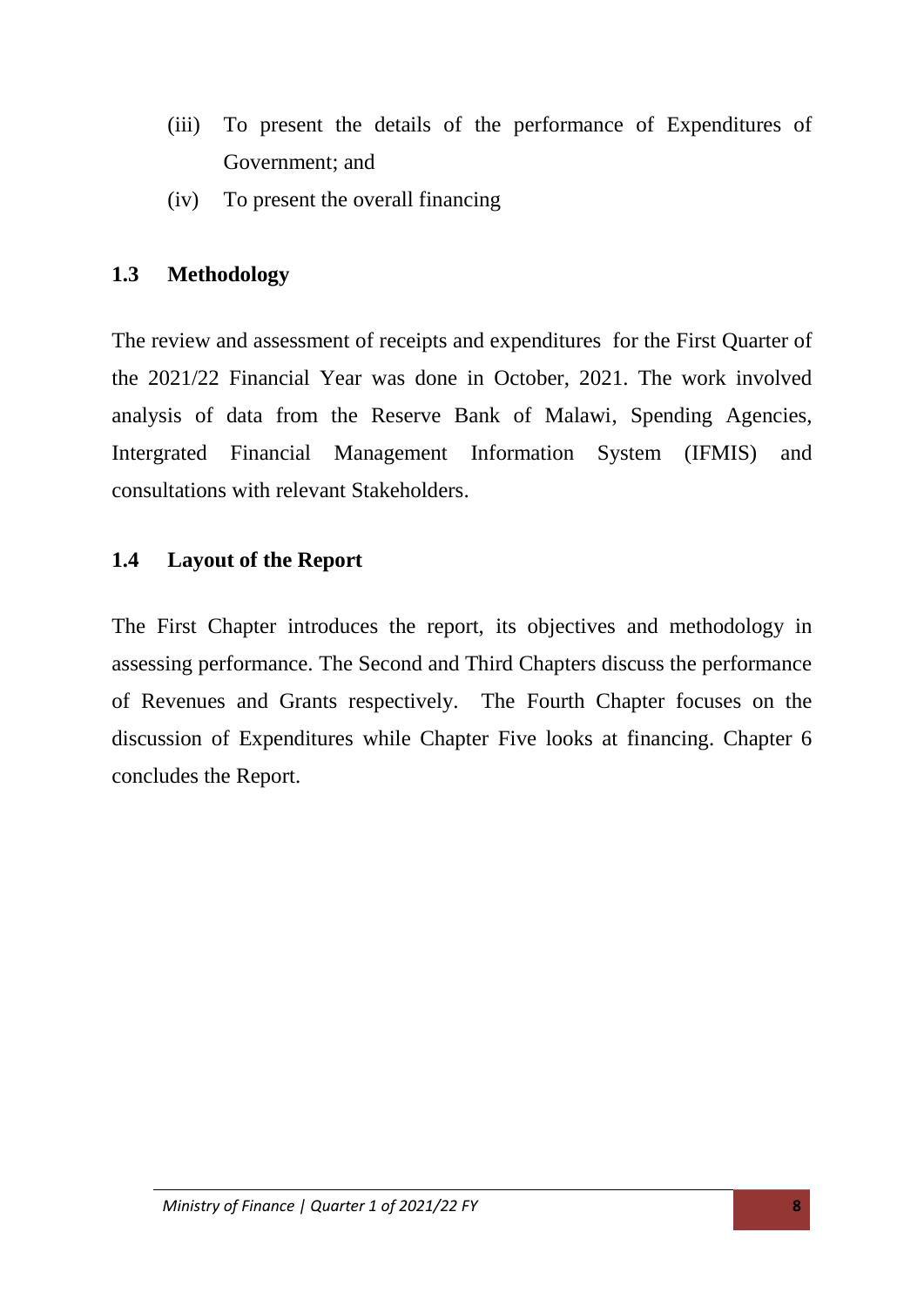(iii) To present the details of the performance of Expenditures of Government; and

(iv) To present the overall financing

## 1.3 Methodology

The review and assessment of receipts and expenditures for the First Quarter of the 2021/22 Financial Year was done in October, 2021. The work involved analysis of data from the Reserve Bank of Malawi, Spending Agencies, Intergrated Financial Management Information System (IFMIS) and consultations with relevant Stakeholders.

## 1.4 Layout of the Report

The First Chapter introduces the report, its objectives and methodology in assessing performance. The Second and Third Chapters discuss the performance of Revenues and Grants respectively. The Fourth Chapter focuses on the discussion of Expenditures while Chapter Five looks at financing. Chapter 6 concludes the Report.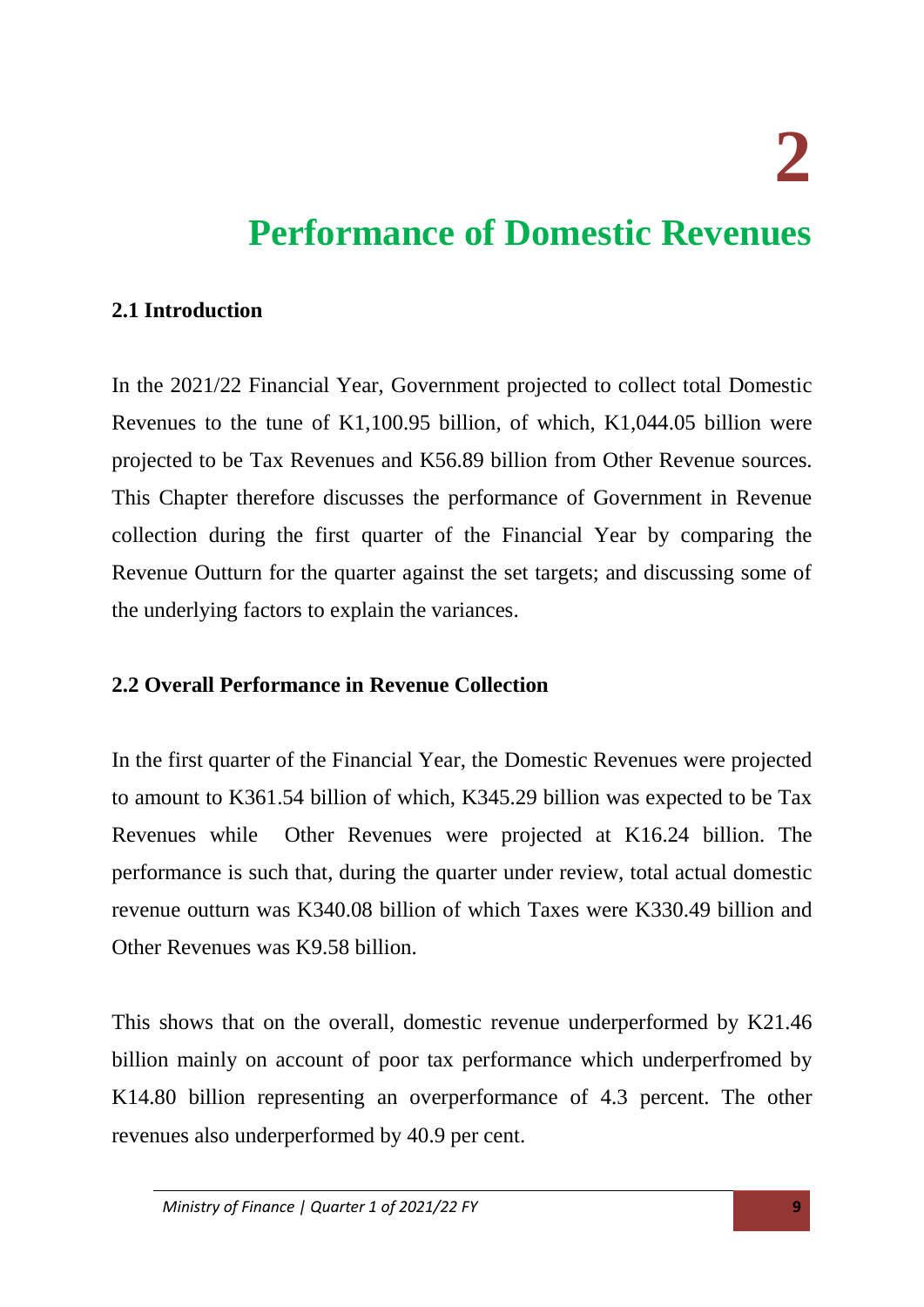# 2

# Performance of Domestic Revenues

## 2.1 Introduction

In the 2021/22 Financial Year, Government projected to collect total Domestic Revenues to the tune of K1,100.95 billion, of which, K1,044.05 billion were projected to be Tax Revenues and K56.89 billion from Other Revenue sources. This Chapter therefore discusses the performance of Government in Revenue collection during the first quarter of the Financial Year by comparing the Revenue Outturn for the quarter against the set targets; and discussing some of the underlying factors to explain the variances.

## 2.2 Overall Performance in Revenue Collection

In the first quarter of the Financial Year, the Domestic Revenues were projected to amount to K361.54 billion of which, K345.29 billion was expected to be Tax Revenues while Other Revenues were projected at K16.24 billion. The performance is such that, during the quarter under review, total actual domestic revenue outturn was K340.08 billion of which Taxes were K330.49 billion and Other Revenues was K9.58 billion.

This shows that on the overall, domestic revenue underperformed by K21.46 billion mainly on account of poor tax performance which underperfromed by K14.80 billion representing an overperformance of 4.3 percent. The other revenues also underperformed by 40.9 per cent.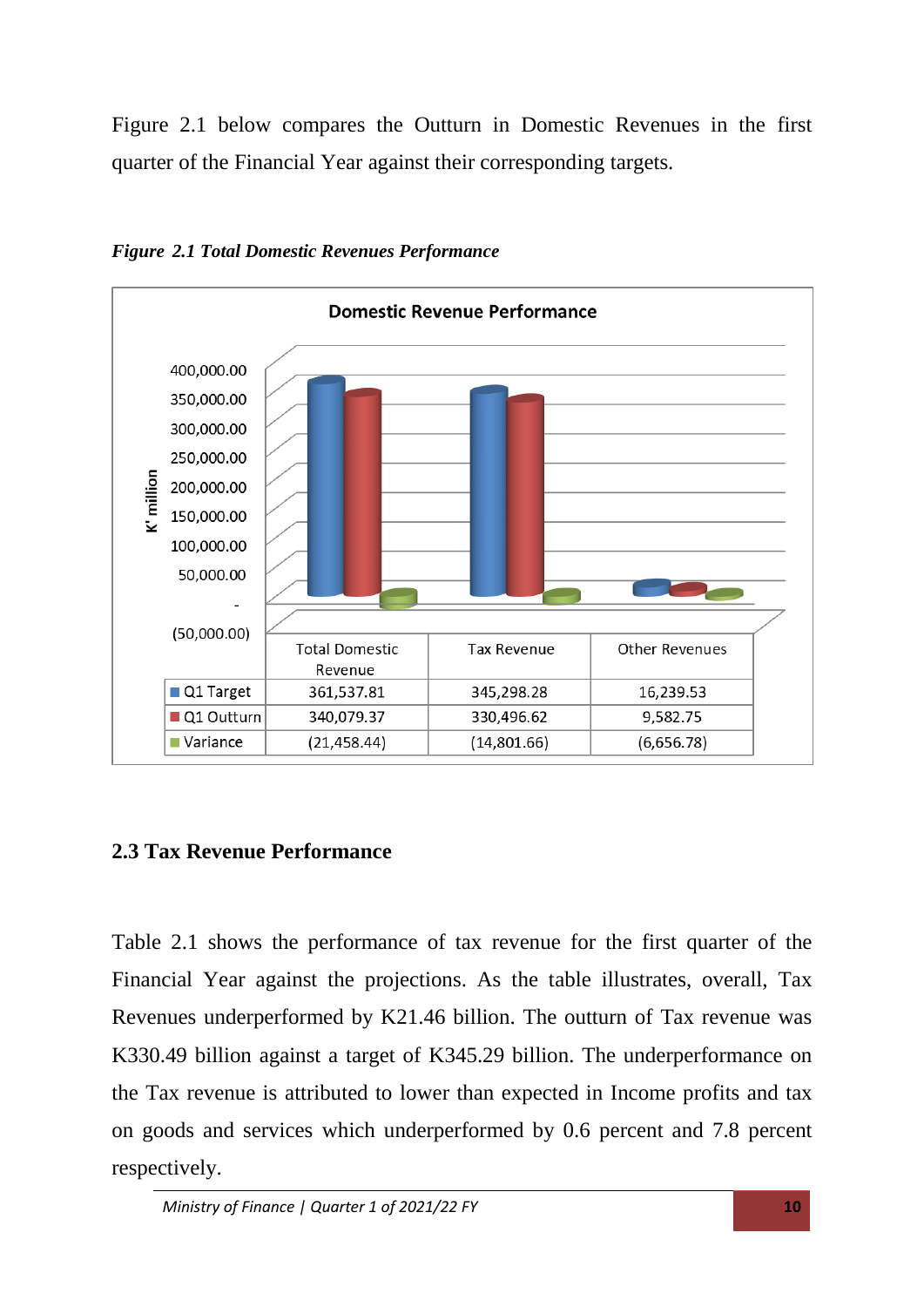Figure 2.1 below compares the Outturn in Domestic Revenues in the first quarter of the Financial Year against their corresponding targets.

***Figure 2.1 Total Domestic Revenues Performance***

**Domestic Revenue Performance**

| | Total Domestic Revenue | Tax Revenue | Other Revenues |
|---|---|---|---|
| Q1 Target | 361,537.81 | 345,298.28 | 16,239.53 |
| Q1 Outturn | 340,079.37 | 330,496.62 | 9,582.75 |
| Variance | (21,458.44) | (14,801.66) | (6,656.78) |

## 2.3 Tax Revenue Performance

Table 2.1 shows the performance of tax revenue for the first quarter of the Financial Year against the projections. As the table illustrates, overall, Tax Revenues underperformed by K21.46 billion. The outturn of Tax revenue was K330.49 billion against a target of K345.29 billion. The underperformance on the Tax revenue is attributed to lower than expected in Income profits and tax on goods and services which underperformed by 0.6 percent and 7.8 percent respectively.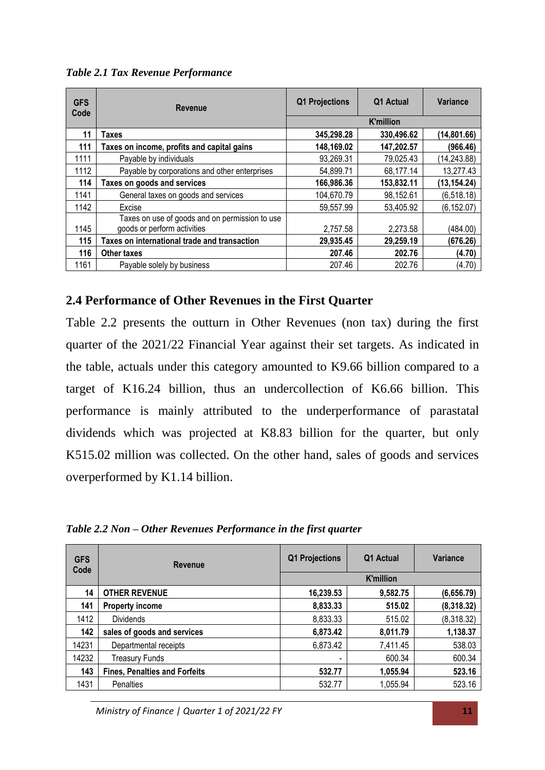*Table 2.1 Tax Revenue Performance*

| GFS Code | Revenue | Q1 Projections | Q1 Actual | Variance |
|---|---|---|---|---|
| | | K'million | | |
| **11** | **Taxes** | **345,298.28** | **330,496.62** | **(14,801.66)** |
| **111** | **Taxes on income, profits and capital gains** | **148,169.02** | **147,202.57** | **(966.46)** |
| 1111 | Payable by individuals | 93,269.31 | 79,025.43 | (14,243.88) |
| 1112 | Payable by corporations and other enterprises | 54,899.71 | 68,177.14 | 13,277.43 |
| **114** | **Taxes on goods and services** | **166,986.36** | **153,832.11** | **(13,154.24)** |
| 1141 | General taxes on goods and services | 104,670.79 | 98,152.61 | (6,518.18) |
| 1142 | Excise | 59,557.99 | 53,405.92 | (6,152.07) |
| 1145 | Taxes on use of goods and on permission to use goods or perform activities | 2,757.58 | 2,273.58 | (484.00) |
| **115** | **Taxes on international trade and transaction** | **29,935.45** | **29,259.19** | **(676.26)** |
| **116** | **Other taxes** | **207.46** | **202.76** | **(4.70)** |
| 1161 | Payable solely by business | 207.46 | 202.76 | (4.70) |

## 2.4 Performance of Other Revenues in the First Quarter

Table 2.2 presents the outturn in Other Revenues (non tax) during the first quarter of the 2021/22 Financial Year against their set targets. As indicated in the table, actuals under this category amounted to K9.66 billion compared to a target of K16.24 billion, thus an undercollection of K6.66 billion. This performance is mainly attributed to the underperformance of parastatal dividends which was projected at K8.83 billion for the quarter, but only K515.02 million was collected. On the other hand, sales of goods and services overperformed by K1.14 billion.

*Table 2.2 Non – Other Revenues Performance in the first quarter*

| GFS Code | Revenue | Q1 Projections | Q1 Actual | Variance |
|---|---|---|---|---|
| | | K'million | | |
| **14** | **OTHER REVENUE** | **16,239.53** | **9,582.75** | **(6,656.79)** |
| **141** | **Property income** | **8,833.33** | **515.02** | **(8,318.32)** |
| 1412 | Dividends | 8,833.33 | 515.02 | (8,318.32) |
| **142** | **sales of goods and services** | **6,873.42** | **8,011.79** | **1,138.37** |
| 14231 | Departmental receipts | 6,873.42 | 7,411.45 | 538.03 |
| 14232 | Treasury Funds | - | 600.34 | 600.34 |
| **143** | **Fines, Penalties and Forfeits** | **532.77** | **1,055.94** | **523.16** |
| 1431 | Penalties | 532.77 | 1,055.94 | 523.16 |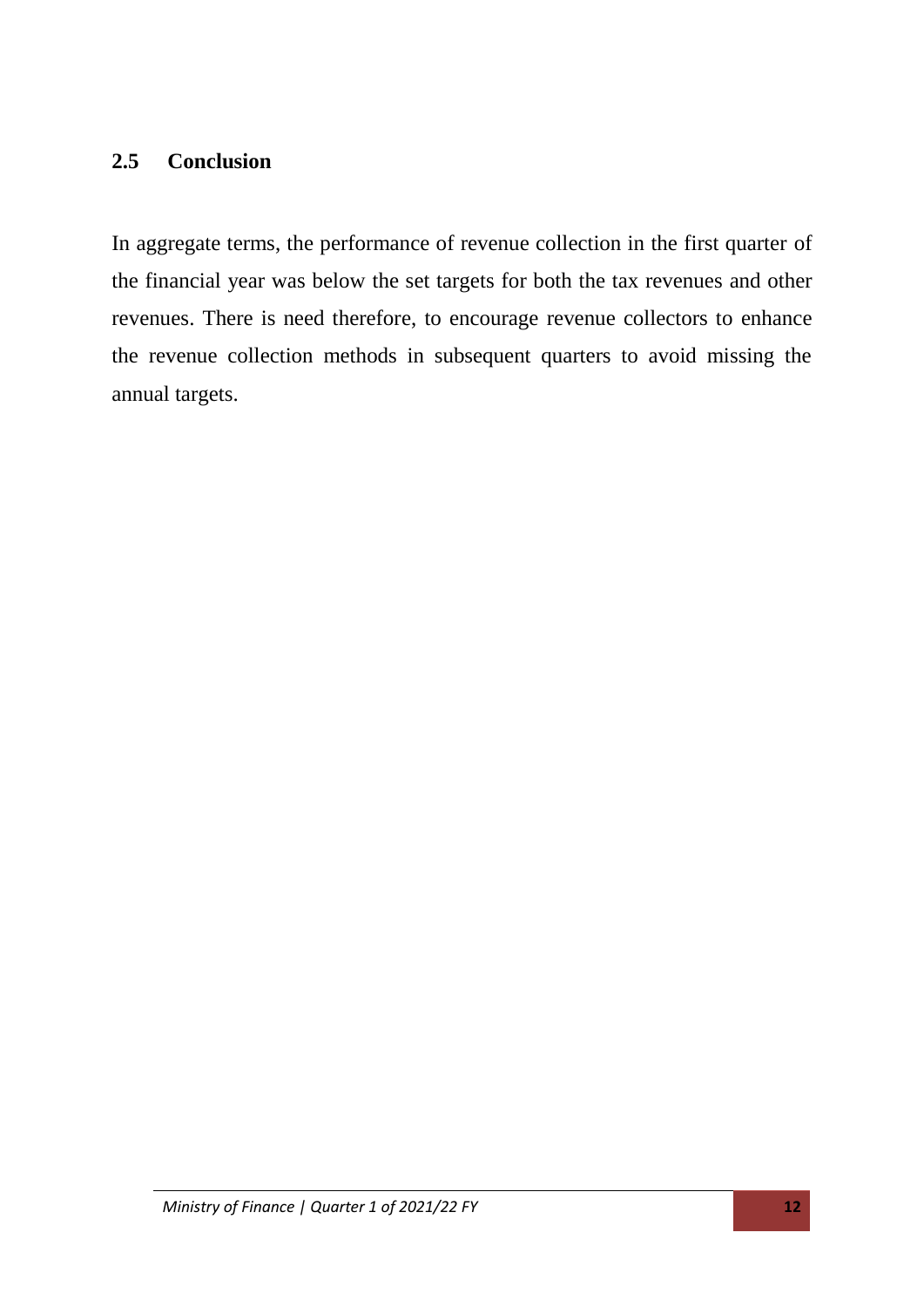## 2.5 Conclusion

In aggregate terms, the performance of revenue collection in the first quarter of the financial year was below the set targets for both the tax revenues and other revenues. There is need therefore, to encourage revenue collectors to enhance the revenue collection methods in subsequent quarters to avoid missing the annual targets.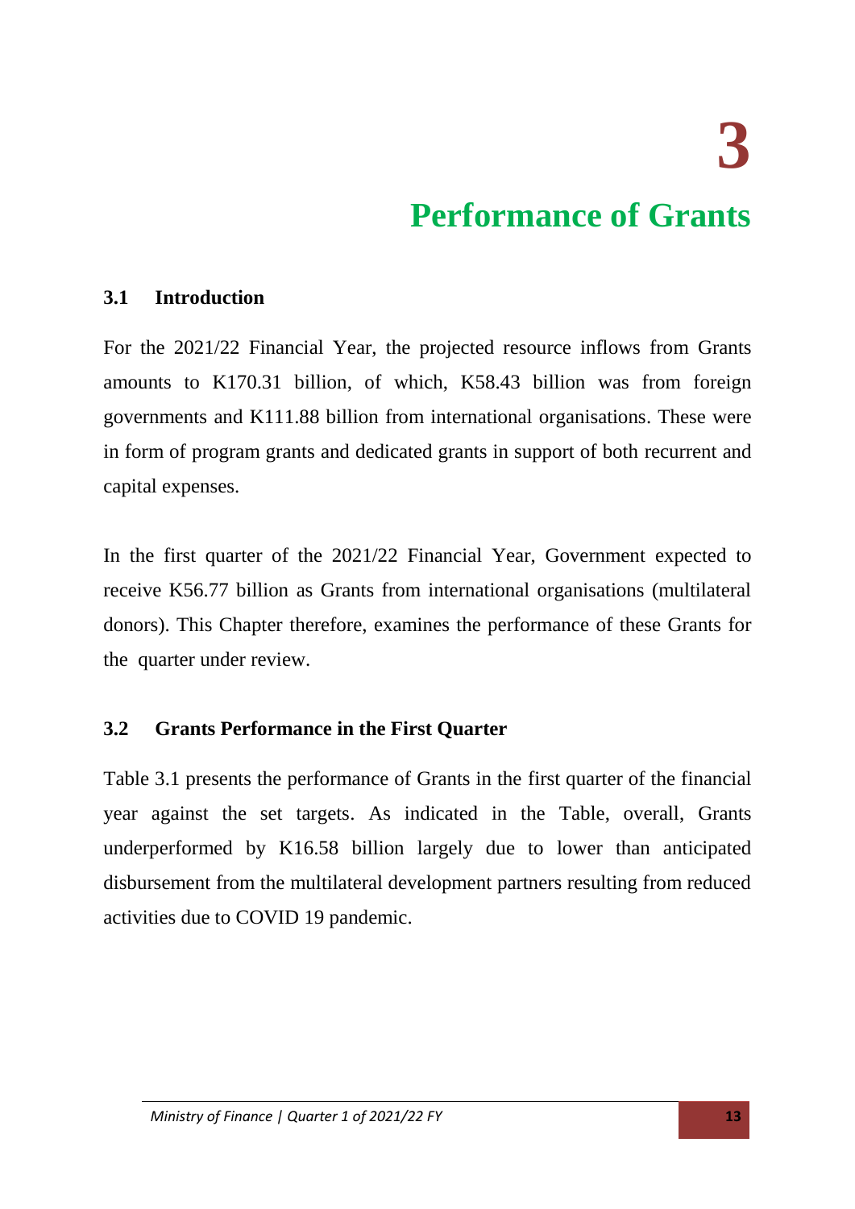# 3

# Performance of Grants

## 3.1 Introduction

For the 2021/22 Financial Year, the projected resource inflows from Grants amounts to K170.31 billion, of which, K58.43 billion was from foreign governments and K111.88 billion from international organisations. These were in form of program grants and dedicated grants in support of both recurrent and capital expenses.

In the first quarter of the 2021/22 Financial Year, Government expected to receive K56.77 billion as Grants from international organisations (multilateral donors). This Chapter therefore, examines the performance of these Grants for the quarter under review.

## 3.2 Grants Performance in the First Quarter

Table 3.1 presents the performance of Grants in the first quarter of the financial year against the set targets. As indicated in the Table, overall, Grants underperformed by K16.58 billion largely due to lower than anticipated disbursement from the multilateral development partners resulting from reduced activities due to COVID 19 pandemic.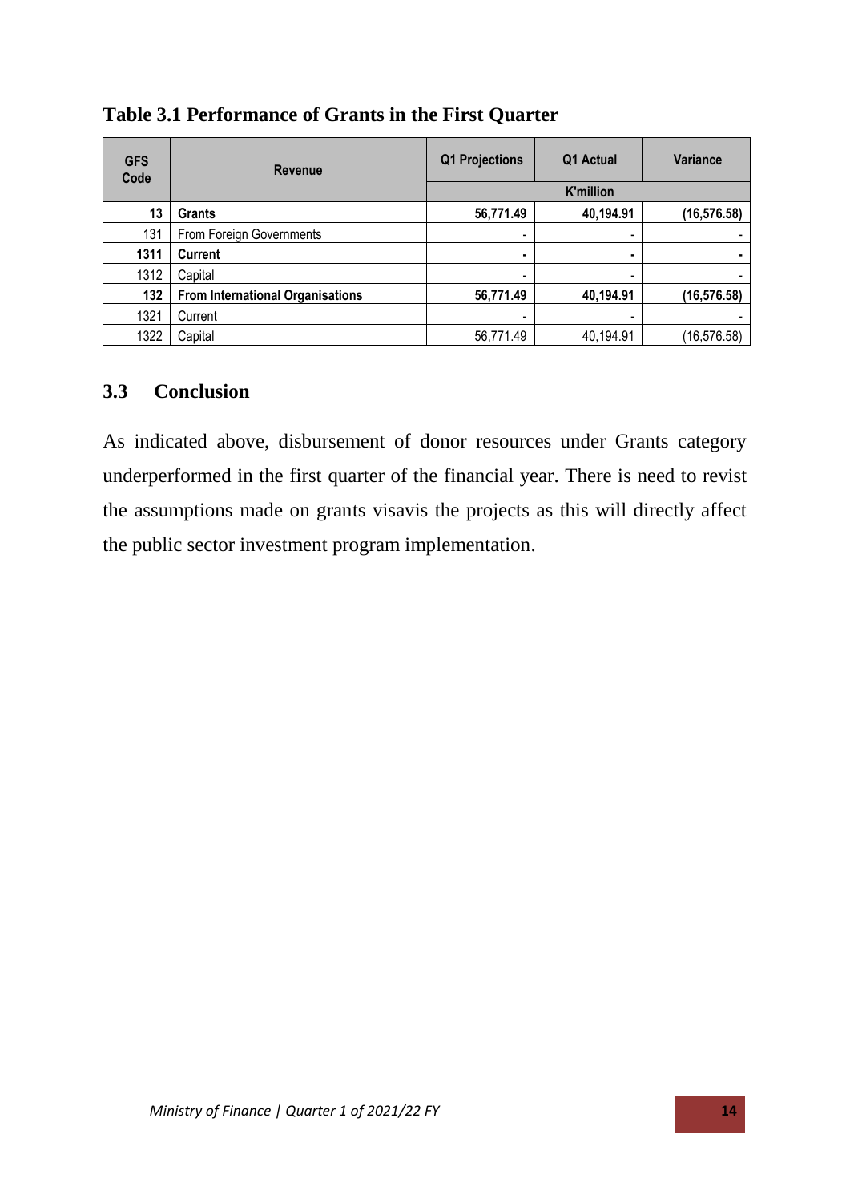**Table 3.1 Performance of Grants in the First Quarter**

| GFS Code | Revenue | Q1 Projections | Q1 Actual | Variance |
|---|---|---|---|---|
| | | K'million | | |
| **13** | **Grants** | **56,771.49** | **40,194.91** | **(16,576.58)** |
| 131 | From Foreign Governments | - | - | - |
| **1311** | **Current** | **-** | **-** | **-** |
| 1312 | Capital | - | - | - |
| **132** | **From International Organisations** | **56,771.49** | **40,194.91** | **(16,576.58)** |
| 1321 | Current | - | - | - |
| 1322 | Capital | 56,771.49 | 40,194.91 | (16,576.58) |

## 3.3 Conclusion

As indicated above, disbursement of donor resources under Grants category underperformed in the first quarter of the financial year. There is need to revist the assumptions made on grants visavis the projects as this will directly affect the public sector investment program implementation.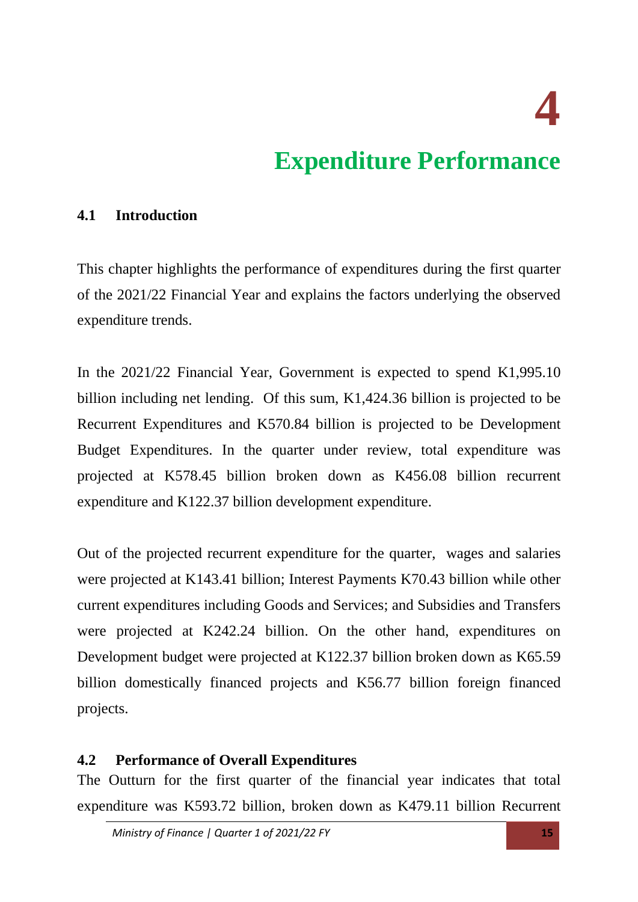# 4

# Expenditure Performance

## 4.1 Introduction

This chapter highlights the performance of expenditures during the first quarter of the 2021/22 Financial Year and explains the factors underlying the observed expenditure trends.

In the 2021/22 Financial Year, Government is expected to spend K1,995.10 billion including net lending. Of this sum, K1,424.36 billion is projected to be Recurrent Expenditures and K570.84 billion is projected to be Development Budget Expenditures. In the quarter under review, total expenditure was projected at K578.45 billion broken down as K456.08 billion recurrent expenditure and K122.37 billion development expenditure.

Out of the projected recurrent expenditure for the quarter, wages and salaries were projected at K143.41 billion; Interest Payments K70.43 billion while other current expenditures including Goods and Services; and Subsidies and Transfers were projected at K242.24 billion. On the other hand, expenditures on Development budget were projected at K122.37 billion broken down as K65.59 billion domestically financed projects and K56.77 billion foreign financed projects.

## 4.2 Performance of Overall Expenditures

The Outturn for the first quarter of the financial year indicates that total expenditure was K593.72 billion, broken down as K479.11 billion Recurrent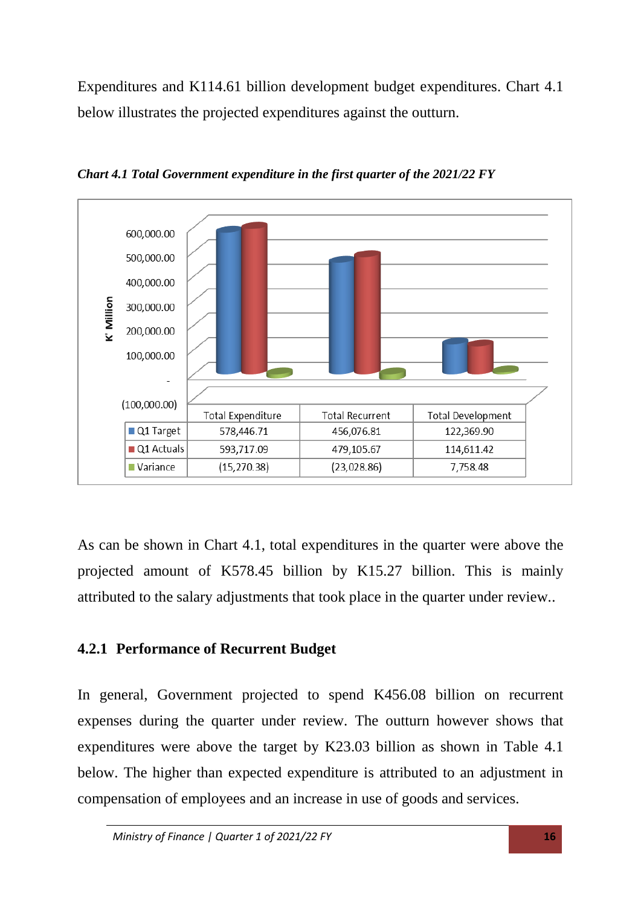Expenditures and K114.61 billion development budget expenditures. Chart 4.1 below illustrates the projected expenditures against the outturn.

*Chart 4.1 Total Government expenditure in the first quarter of the 2021/22 FY*

| | Total Expenditure | Total Recurrent | Total Development |
|---|---|---|---|
| Q1 Target | 578,446.71 | 456,076.81 | 122,369.90 |
| Q1 Actuals | 593,717.09 | 479,105.67 | 114,611.42 |
| Variance | (15,270.38) | (23,028.86) | 7,758.48 |

As can be shown in Chart 4.1, total expenditures in the quarter were above the projected amount of K578.45 billion by K15.27 billion. This is mainly attributed to the salary adjustments that took place in the quarter under review..

### 4.2.1 Performance of Recurrent Budget

In general, Government projected to spend K456.08 billion on recurrent expenses during the quarter under review. The outturn however shows that expenditures were above the target by K23.03 billion as shown in Table 4.1 below. The higher than expected expenditure is attributed to an adjustment in compensation of employees and an increase in use of goods and services.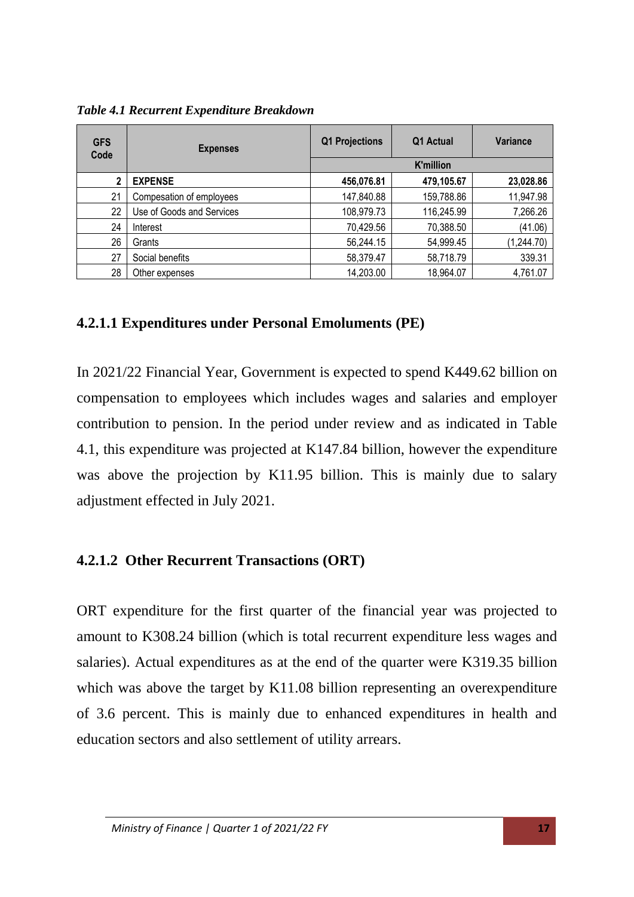*Table 4.1 Recurrent Expenditure Breakdown*

| GFS Code | Expenses | Q1 Projections | Q1 Actual | Variance |
|---|---|---|---|---|
| | | K'million | | |
| **2** | **EXPENSE** | **456,076.81** | **479,105.67** | **23,028.86** |
| 21 | Compesation of employees | 147,840.88 | 159,788.86 | 11,947.98 |
| 22 | Use of Goods and Services | 108,979.73 | 116,245.99 | 7,266.26 |
| 24 | Interest | 70,429.56 | 70,388.50 | (41.06) |
| 26 | Grants | 56,244.15 | 54,999.45 | (1,244.70) |
| 27 | Social benefits | 58,379.47 | 58,718.79 | 339.31 |
| 28 | Other expenses | 14,203.00 | 18,964.07 | 4,761.07 |

#### 4.2.1.1 Expenditures under Personal Emoluments (PE)

In 2021/22 Financial Year, Government is expected to spend K449.62 billion on compensation to employees which includes wages and salaries and employer contribution to pension. In the period under review and as indicated in Table 4.1, this expenditure was projected at K147.84 billion, however the expenditure was above the projection by K11.95 billion. This is mainly due to salary adjustment effected in July 2021.

#### 4.2.1.2 Other Recurrent Transactions (ORT)

ORT expenditure for the first quarter of the financial year was projected to amount to K308.24 billion (which is total recurrent expenditure less wages and salaries). Actual expenditures as at the end of the quarter were K319.35 billion which was above the target by K11.08 billion representing an overexpenditure of 3.6 percent. This is mainly due to enhanced expenditures in health and education sectors and also settlement of utility arrears.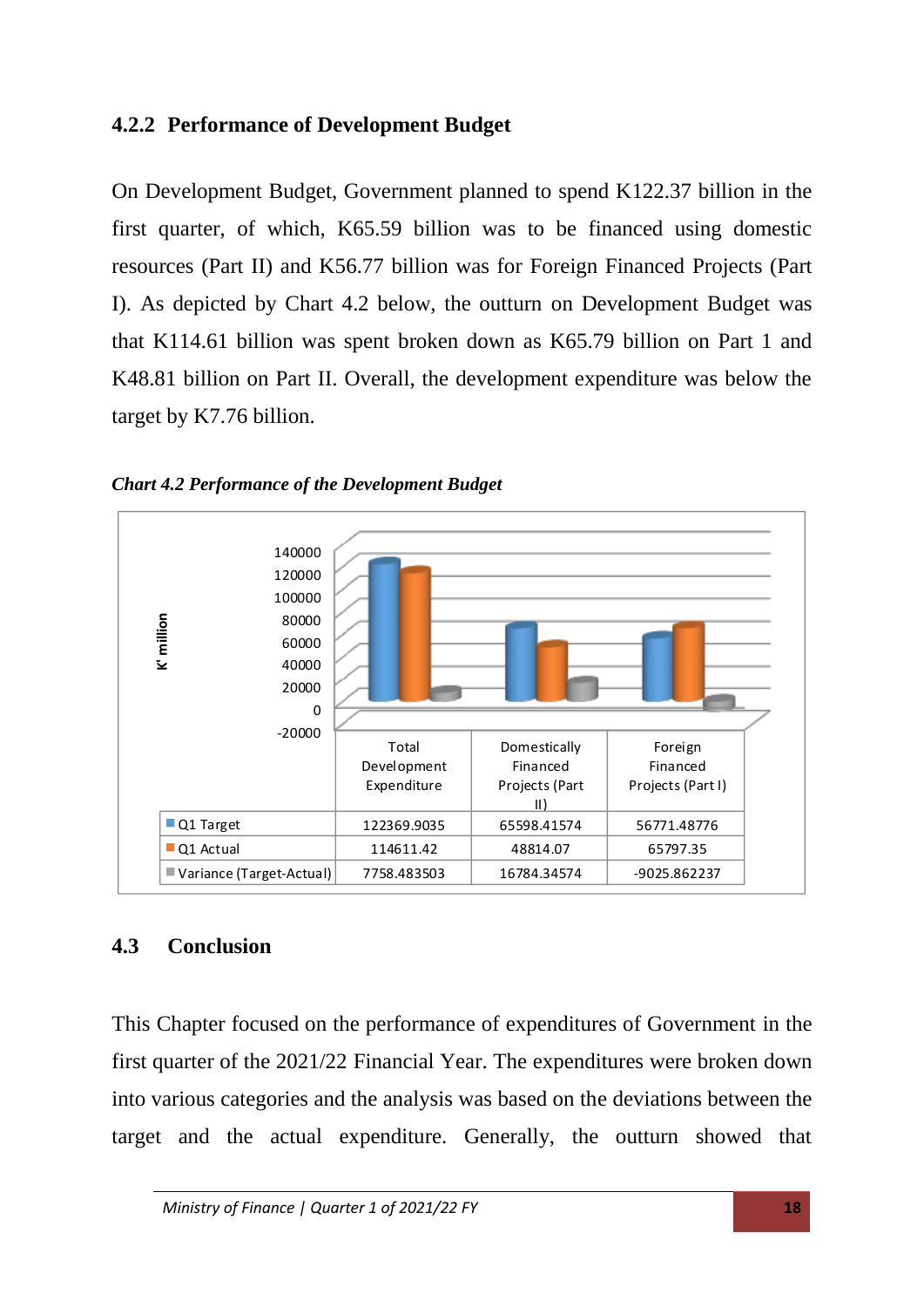### 4.2.2 Performance of Development Budget

On Development Budget, Government planned to spend K122.37 billion in the first quarter, of which, K65.59 billion was to be financed using domestic resources (Part II) and K56.77 billion was for Foreign Financed Projects (Part I). As depicted by Chart 4.2 below, the outturn on Development Budget was that K114.61 billion was spent broken down as K65.79 billion on Part 1 and K48.81 billion on Part II. Overall, the development expenditure was below the target by K7.76 billion.

***Chart 4.2 Performance of the Development Budget***

| K' million | Total Development Expenditure | Domestically Financed Projects (Part II) | Foreign Financed Projects (Part I) |
|---|---|---|---|
| Q1 Target | 122369.9035 | 65598.41574 | 56771.48776 |
| Q1 Actual | 114611.42 | 48814.07 | 65797.35 |
| Variance (Target-Actual) | 7758.483503 | 16784.34574 | -9025.862237 |

## 4.3 Conclusion

This Chapter focused on the performance of expenditures of Government in the first quarter of the 2021/22 Financial Year. The expenditures were broken down into various categories and the analysis was based on the deviations between the target and the actual expenditure. Generally, the outturn showed that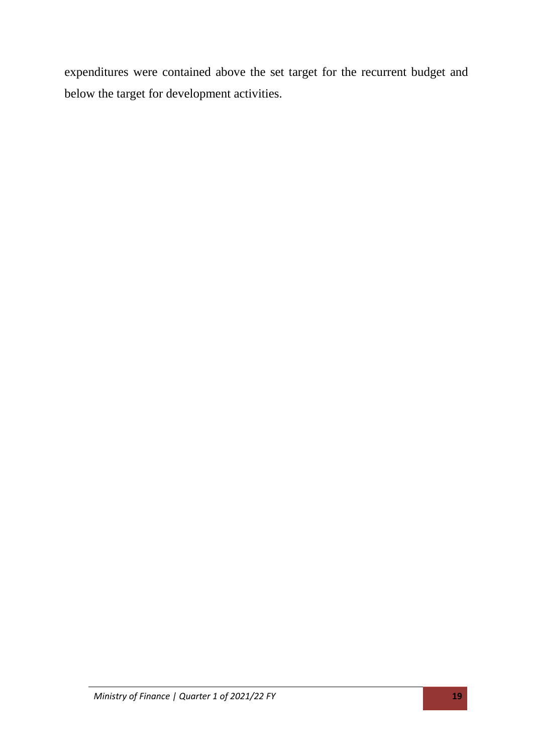expenditures were contained above the set target for the recurrent budget and below the target for development activities.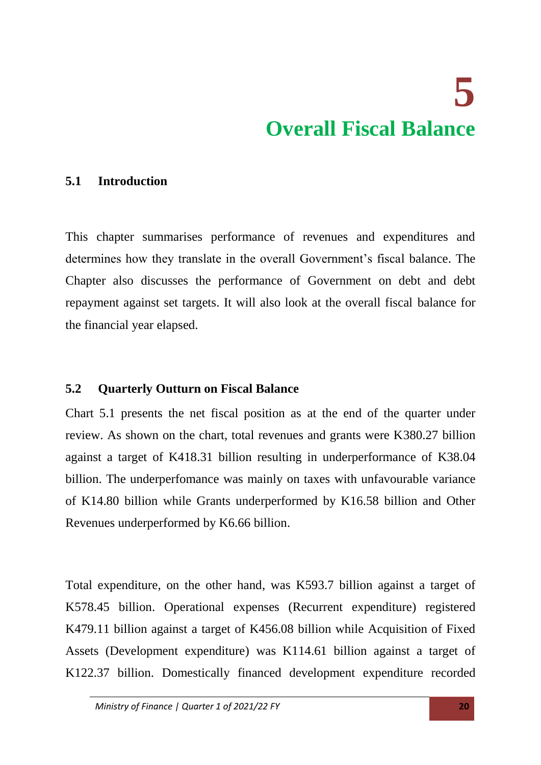# 5
# Overall Fiscal Balance

## 5.1 Introduction

This chapter summarises performance of revenues and expenditures and determines how they translate in the overall Government's fiscal balance. The Chapter also discusses the performance of Government on debt and debt repayment against set targets. It will also look at the overall fiscal balance for the financial year elapsed.

## 5.2 Quarterly Outturn on Fiscal Balance

Chart 5.1 presents the net fiscal position as at the end of the quarter under review. As shown on the chart, total revenues and grants were K380.27 billion against a target of K418.31 billion resulting in underperformance of K38.04 billion. The underperfomance was mainly on taxes with unfavourable variance of K14.80 billion while Grants underperformed by K16.58 billion and Other Revenues underperformed by K6.66 billion.

Total expenditure, on the other hand, was K593.7 billion against a target of K578.45 billion. Operational expenses (Recurrent expenditure) registered K479.11 billion against a target of K456.08 billion while Acquisition of Fixed Assets (Development expenditure) was K114.61 billion against a target of K122.37 billion. Domestically financed development expenditure recorded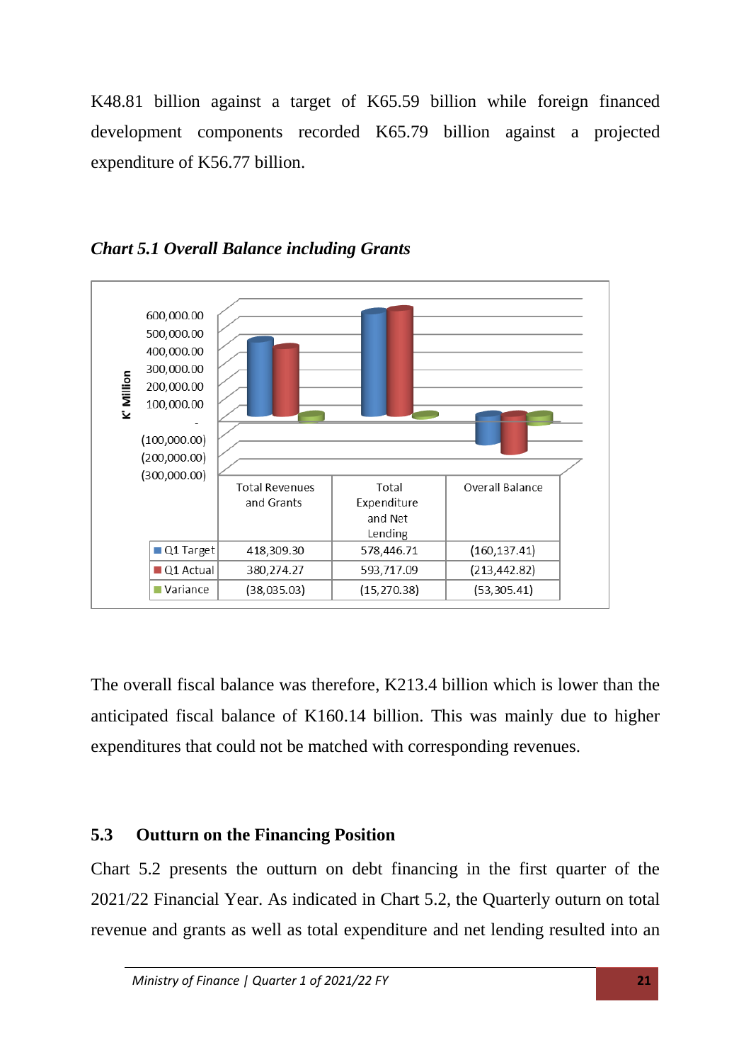K48.81 billion against a target of K65.59 billion while foreign financed development components recorded K65.79 billion against a projected expenditure of K56.77 billion.

***Chart 5.1 Overall Balance including Grants***

| K' Million | Total Revenues and Grants | Total Expenditure and Net Lending | Overall Balance |
|---|---|---|---|
| Q1 Target | 418,309.30 | 578,446.71 | (160,137.41) |
| Q1 Actual | 380,274.27 | 593,717.09 | (213,442.82) |
| Variance | (38,035.03) | (15,270.38) | (53,305.41) |

The overall fiscal balance was therefore, K213.4 billion which is lower than the anticipated fiscal balance of K160.14 billion. This was mainly due to higher expenditures that could not be matched with corresponding revenues.

## 5.3 Outturn on the Financing Position

Chart 5.2 presents the outturn on debt financing in the first quarter of the 2021/22 Financial Year. As indicated in Chart 5.2, the Quarterly outturn on total revenue and grants as well as total expenditure and net lending resulted into an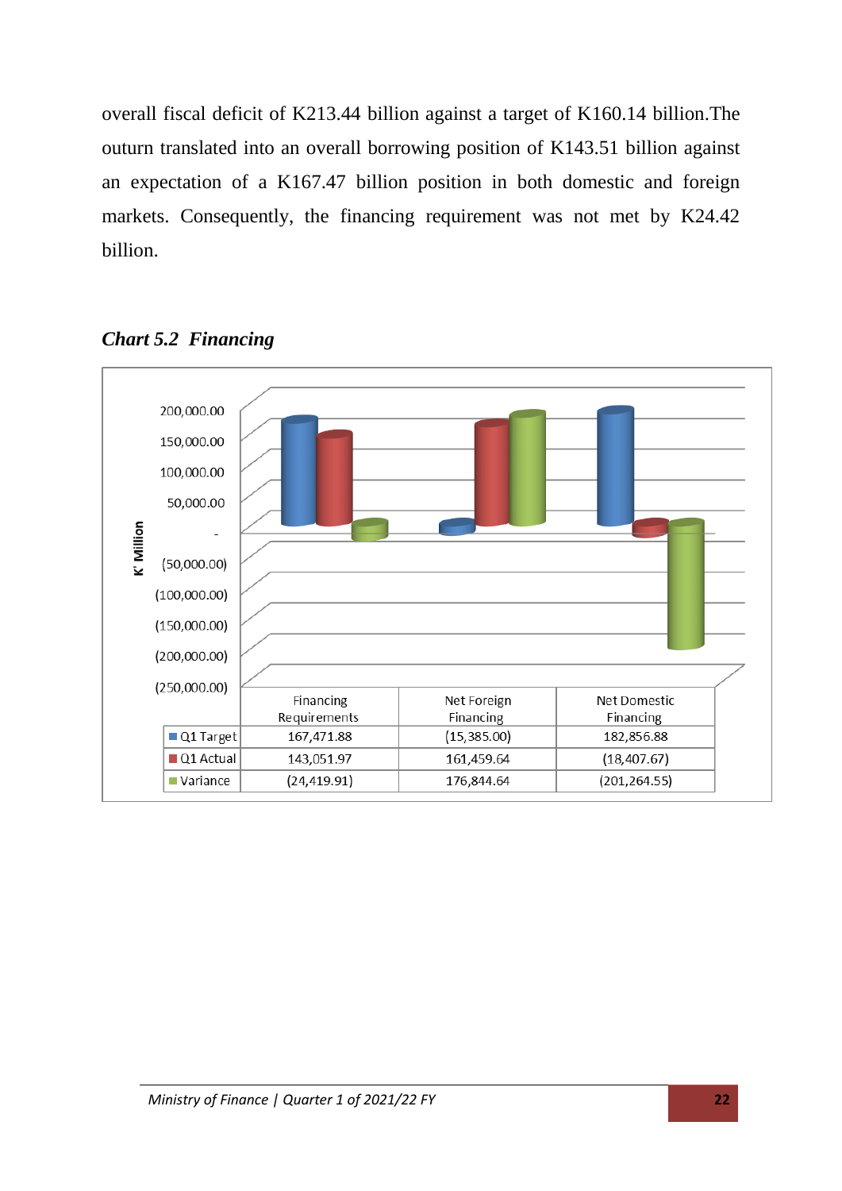overall fiscal deficit of K213.44 billion against a target of K160.14 billion.The outurn translated into an overall borrowing position of K143.51 billion against an expectation of a K167.47 billion position in both domestic and foreign markets. Consequently, the financing requirement was not met by K24.42 billion.

***Chart 5.2 Financing***

| K' Million | Financing Requirements | Net Foreign Financing | Net Domestic Financing |
|---|---|---|---|
| Q1 Target | 167,471.88 | (15,385.00) | 182,856.88 |
| Q1 Actual | 143,051.97 | 161,459.64 | (18,407.67) |
| Variance | (24,419.91) | 176,844.64 | (201,264.55) |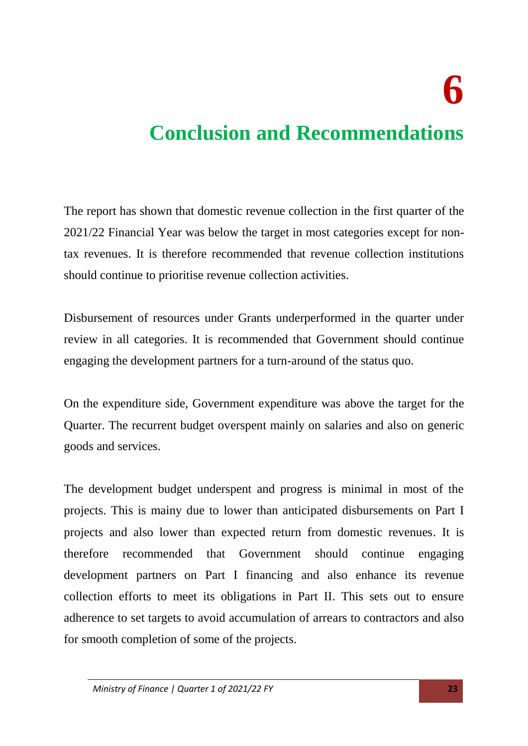# 6

# Conclusion and Recommendations

The report has shown that domestic revenue collection in the first quarter of the 2021/22 Financial Year was below the target in most categories except for non-tax revenues. It is therefore recommended that revenue collection institutions should continue to prioritise revenue collection activities.

Disbursement of resources under Grants underperformed in the quarter under review in all categories. It is recommended that Government should continue engaging the development partners for a turn-around of the status quo.

On the expenditure side, Government expenditure was above the target for the Quarter. The recurrent budget overspent mainly on salaries and also on generic goods and services.

The development budget underspent and progress is minimal in most of the projects. This is mainy due to lower than anticipated disbursements on Part I projects and also lower than expected return from domestic revenues. It is therefore recommended that Government should continue engaging development partners on Part I financing and also enhance its revenue collection efforts to meet its obligations in Part II. This sets out to ensure adherence to set targets to avoid accumulation of arrears to contractors and also for smooth completion of some of the projects.